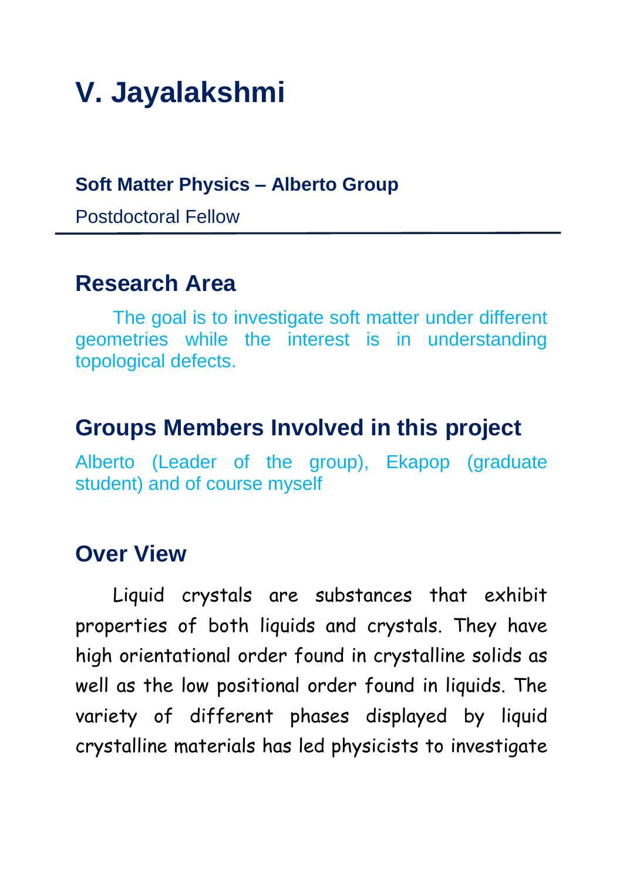# V. Jayalakshmi

**Soft Matter Physics – Alberto Group**

Postdoctoral Fellow

---

## Research Area

The goal is to investigate soft matter under different geometries while the interest is in understanding topological defects.

## Groups Members Involved in this project

Alberto (Leader of the group), Ekapop (graduate student) and of course myself

## Over View

Liquid crystals are substances that exhibit properties of both liquids and crystals. They have high orientational order found in crystalline solids as well as the low positional order found in liquids. The variety of different phases displayed by liquid crystalline materials has led physicists to investigate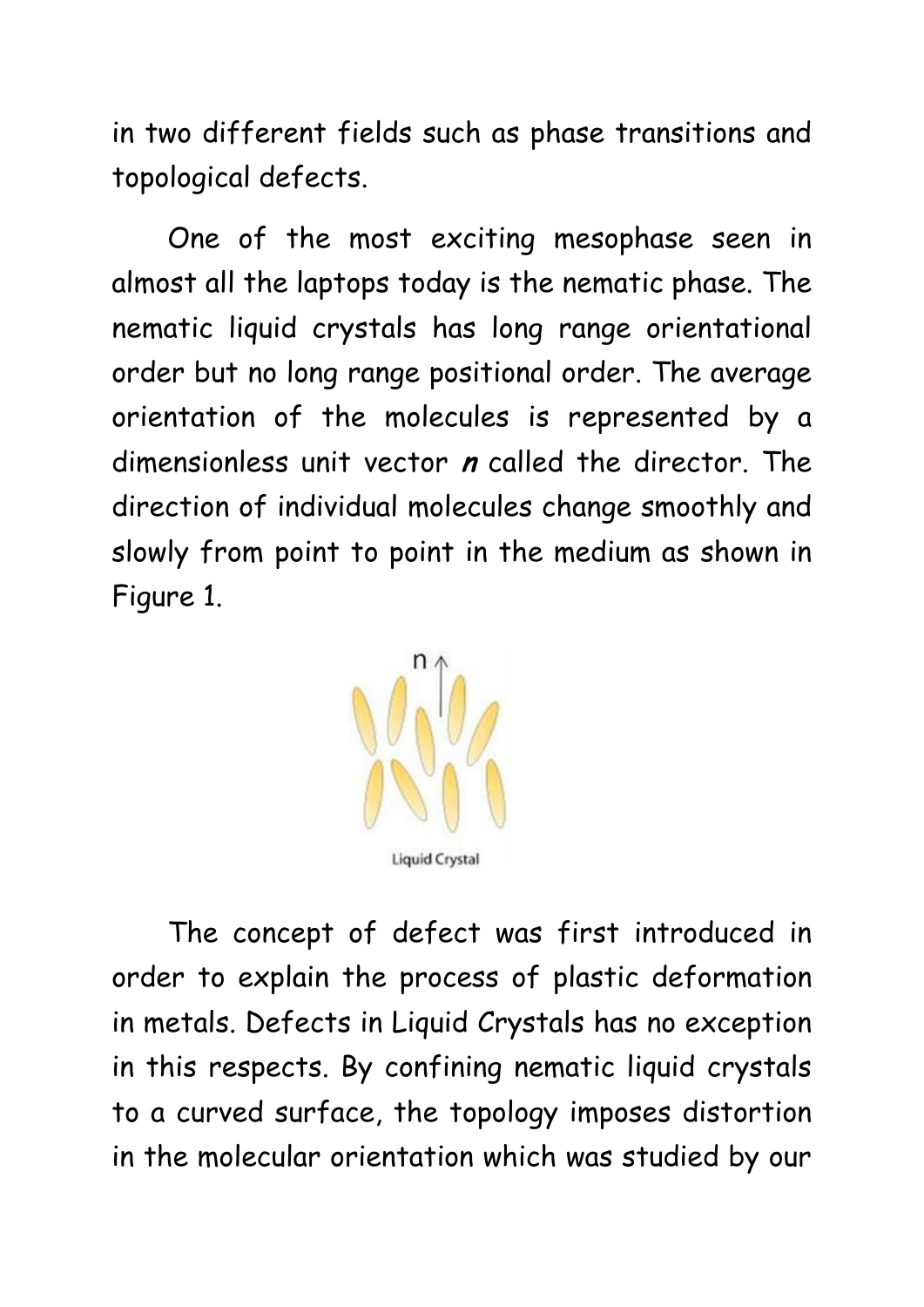in two different fields such as phase transitions and topological defects.

One of the most exciting mesophase seen in almost all the laptops today is the nematic phase. The nematic liquid crystals has long range orientational order but no long range positional order. The average orientation of the molecules is represented by a dimensionless unit vector ***n*** called the director. The direction of individual molecules change smoothly and slowly from point to point in the medium as shown in Figure 1.

Liquid Crystal

The concept of defect was first introduced in order to explain the process of plastic deformation in metals. Defects in Liquid Crystals has no exception in this respects. By confining nematic liquid crystals to a curved surface, the topology imposes distortion in the molecular orientation which was studied by our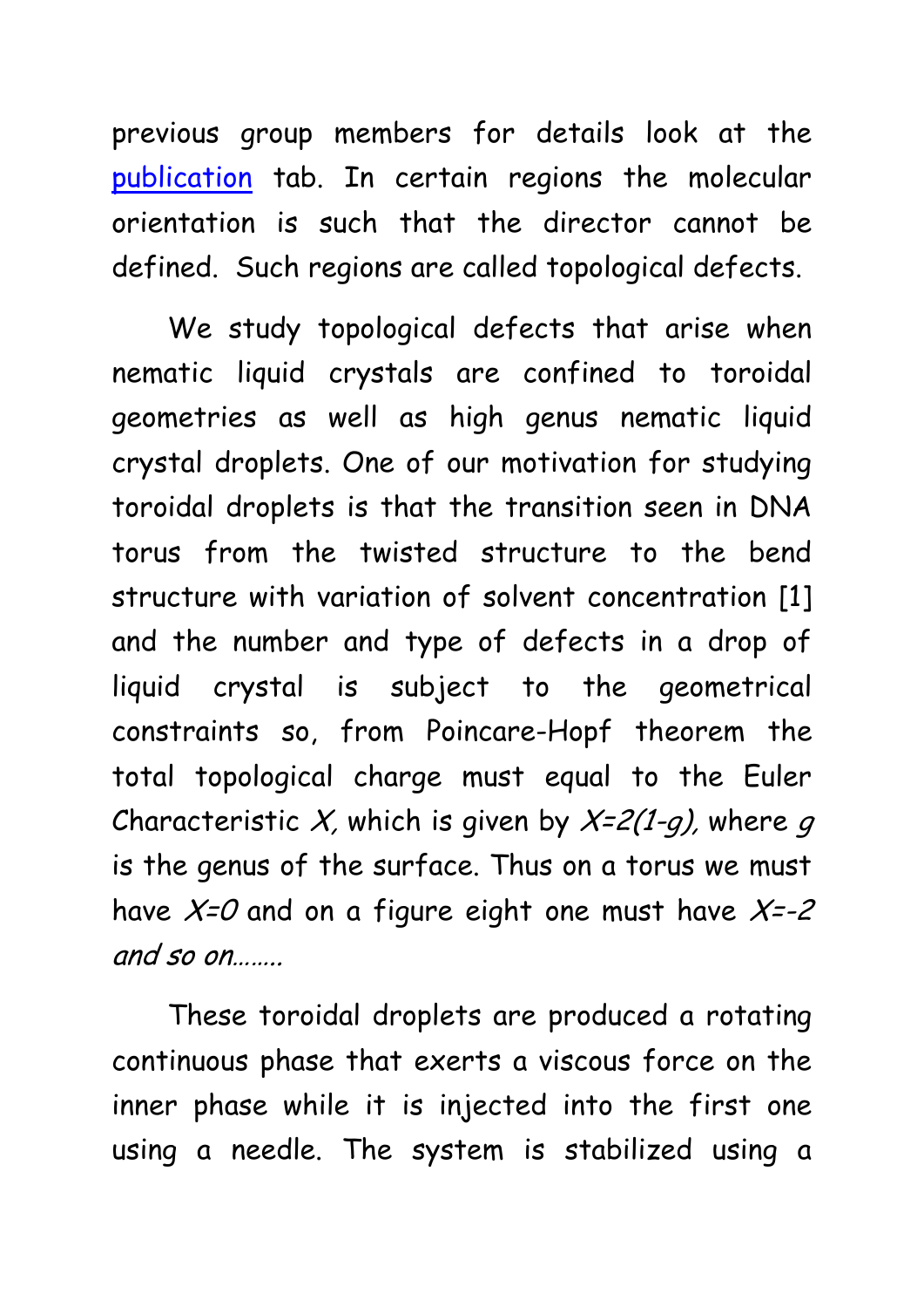previous group members for details look at the publication tab. In certain regions the molecular orientation is such that the director cannot be defined. Such regions are called topological defects.

We study topological defects that arise when nematic liquid crystals are confined to toroidal geometries as well as high genus nematic liquid crystal droplets. One of our motivation for studying toroidal droplets is that the transition seen in DNA torus from the twisted structure to the bend structure with variation of solvent concentration [1] and the number and type of defects in a drop of liquid crystal is subject to the geometrical constraints so, from Poincare-Hopf theorem the total topological charge must equal to the Euler Characteristic $X$, which is given by $X=2(1-g)$, where $g$ is the genus of the surface. Thus on a torus we must have $X=0$ and on a figure eight one must have $X=-2$ *and so on……..*

These toroidal droplets are produced a rotating continuous phase that exerts a viscous force on the inner phase while it is injected into the first one using a needle. The system is stabilized using a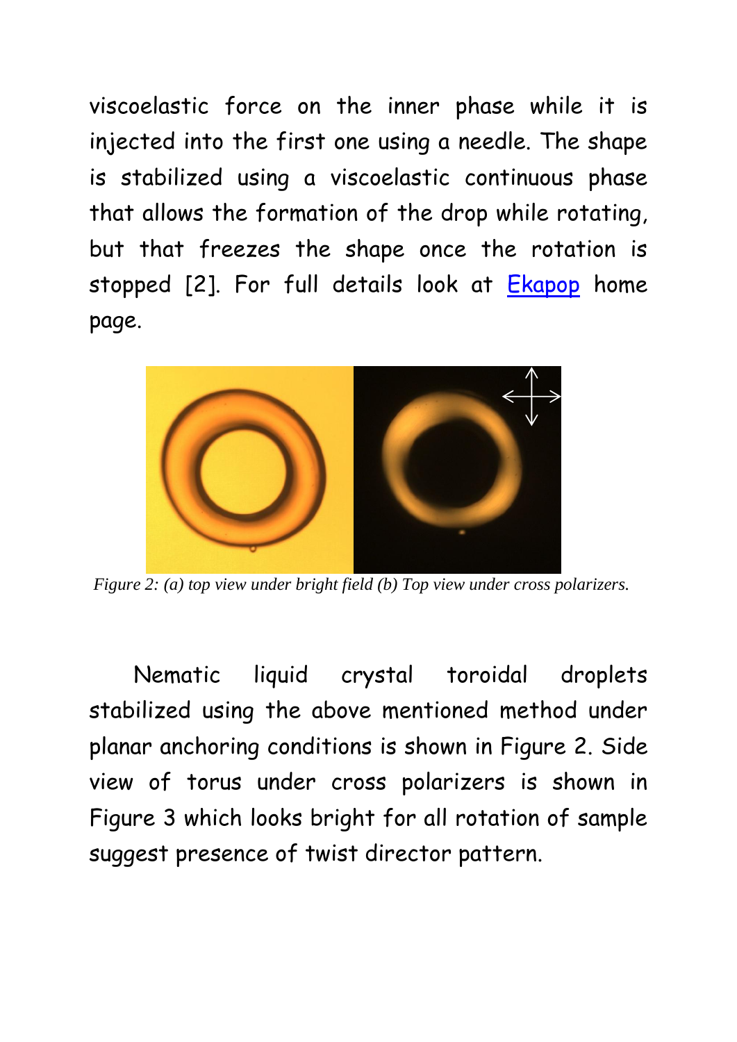viscoelastic force on the inner phase while it is injected into the first one using a needle. The shape is stabilized using a viscoelastic continuous phase that allows the formation of the drop while rotating, but that freezes the shape once the rotation is stopped [2]. For full details look at [Ekapop]() home page.

*Figure 2: (a) top view under bright field (b) Top view under cross polarizers.*

Nematic liquid crystal toroidal droplets stabilized using the above mentioned method under planar anchoring conditions is shown in Figure 2. Side view of torus under cross polarizers is shown in Figure 3 which looks bright for all rotation of sample suggest presence of twist director pattern.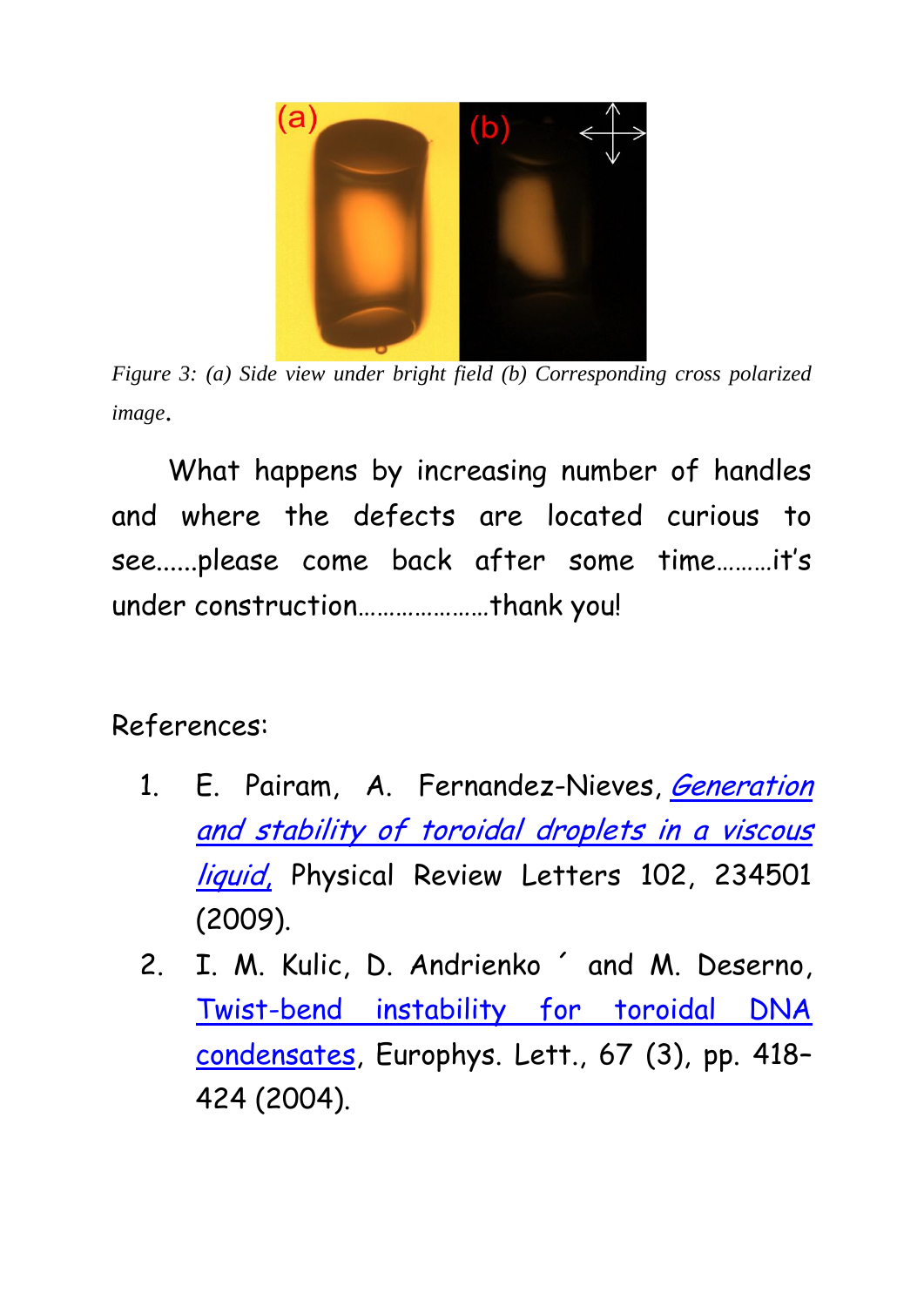*Figure 3: (a) Side view under bright field (b) Corresponding cross polarized image*.

What happens by increasing number of handles and where the defects are located curious to see......please come back after some time.........it's under construction…………………thank you!

References:

1. E. Pairam, A. Fernandez-Nieves, *Generation and stability of toroidal droplets in a viscous liquid,* Physical Review Letters 102, 234501 (2009).
2. I. M. Kulic, D. Andrienko ´ and M. Deserno, Twist-bend instability for toroidal DNA condensates, Europhys. Lett., 67 (3), pp. 418–424 (2004).